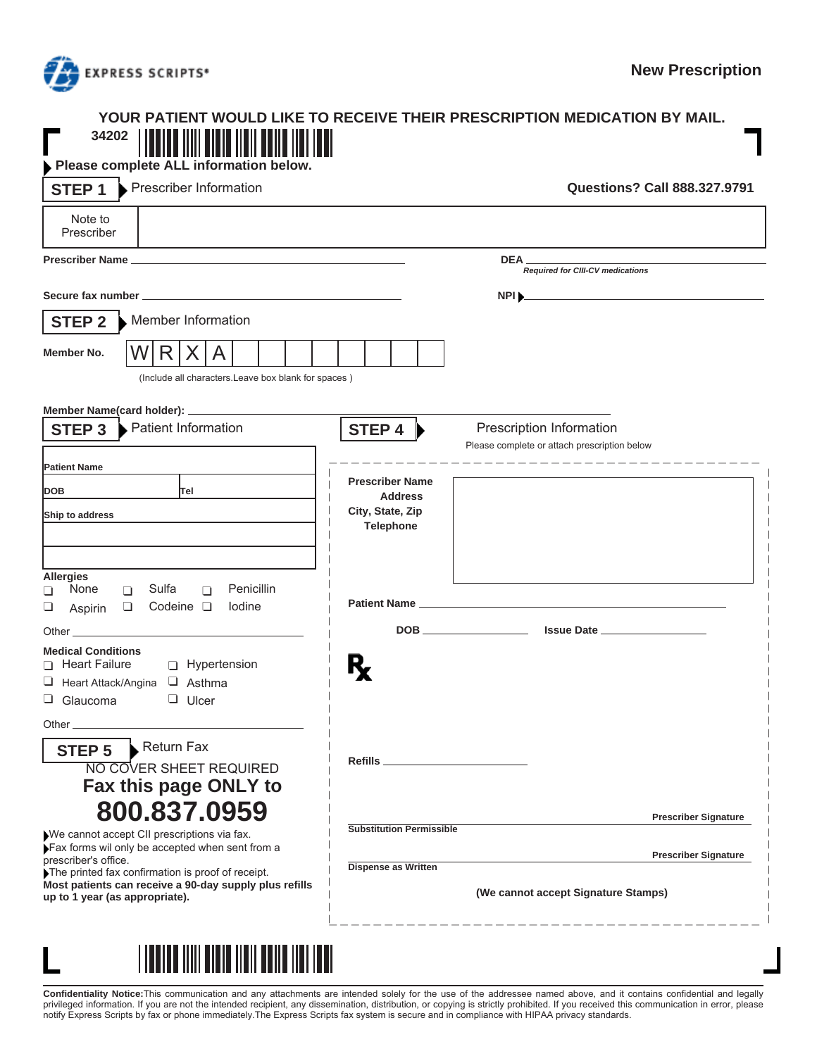EXPRESS SCRIPTS®

**New Prescription**

## YOUR PATIENT WOULD LIKE TO RECEIVE THEIR PRESCRIPTION MEDICATION BY MAIL.

34202

**Please complete ALL information below.**

**STEP 1** Prescriber Information

**Questions? Call 888.327.9791**

| Note to Prescriber | |
|---|---|

**Prescriber Name** ______________________

**DEA** ______________________
*Required for CII-CV medications*

**Secure fax number** ______________________

**NPI** ______________________

**STEP 2** Member Information

**Member No.**

| W | R | X | A | | | | | | | | |
|---|---|---|---|---|---|---|---|---|---|---|---|

(Include all characters.Leave box blank for spaces )

**Member Name(card holder):** ______________________

**STEP 3** Patient Information

**Patient Name**

**DOB** **Tel**

**Ship to address**

**Allergies**

- ❑ None ❑ Sulfa ❑ Penicillin
- ❑ Aspirin ❑ Codeine ❑ Iodine

Other ______________________

**Medical Conditions**

- ❑ Heart Failure ❑ Hypertension
- ❑ Heart Attack/Angina ❑ Asthma
- ❑ Glaucoma ❑ Ulcer

Other ______________________

**STEP 5** Return Fax

NO COVER SHEET REQUIRED

**Fax this page ONLY to**

# 800.837.0959

- We cannot accept CII prescriptions via fax.
- Fax forms wil only be accepted when sent from a prescriber's office.
- The printed fax confirmation is proof of receipt.

**Most patients can receive a 90-day supply plus refills up to 1 year (as appropriate).**

**STEP 4** Prescription Information

Please complete or attach prescription below

**Prescriber Name**
**Address**
**City, State, Zip**
**Telephone**

**Patient Name** ______________________

**DOB** ______________ **Issue Date** ______________

℞

**Refills** ______________

**Substitution Permissible** ______________________ **Prescriber Signature**

**Dispense as Written** ______________________ **Prescriber Signature**

**(We cannot accept Signature Stamps)**

**Confidentiality Notice:**This communication and any attachments are intended solely for the use of the addressee named above, and it contains confidential and legally privileged information. If you are not the intended recipient, any dissemination, distribution, or copying is strictly prohibited. If you received this communication in error, please notify Express Scripts by fax or phone immediately.The Express Scripts fax system is secure and in compliance with HIPAA privacy standards.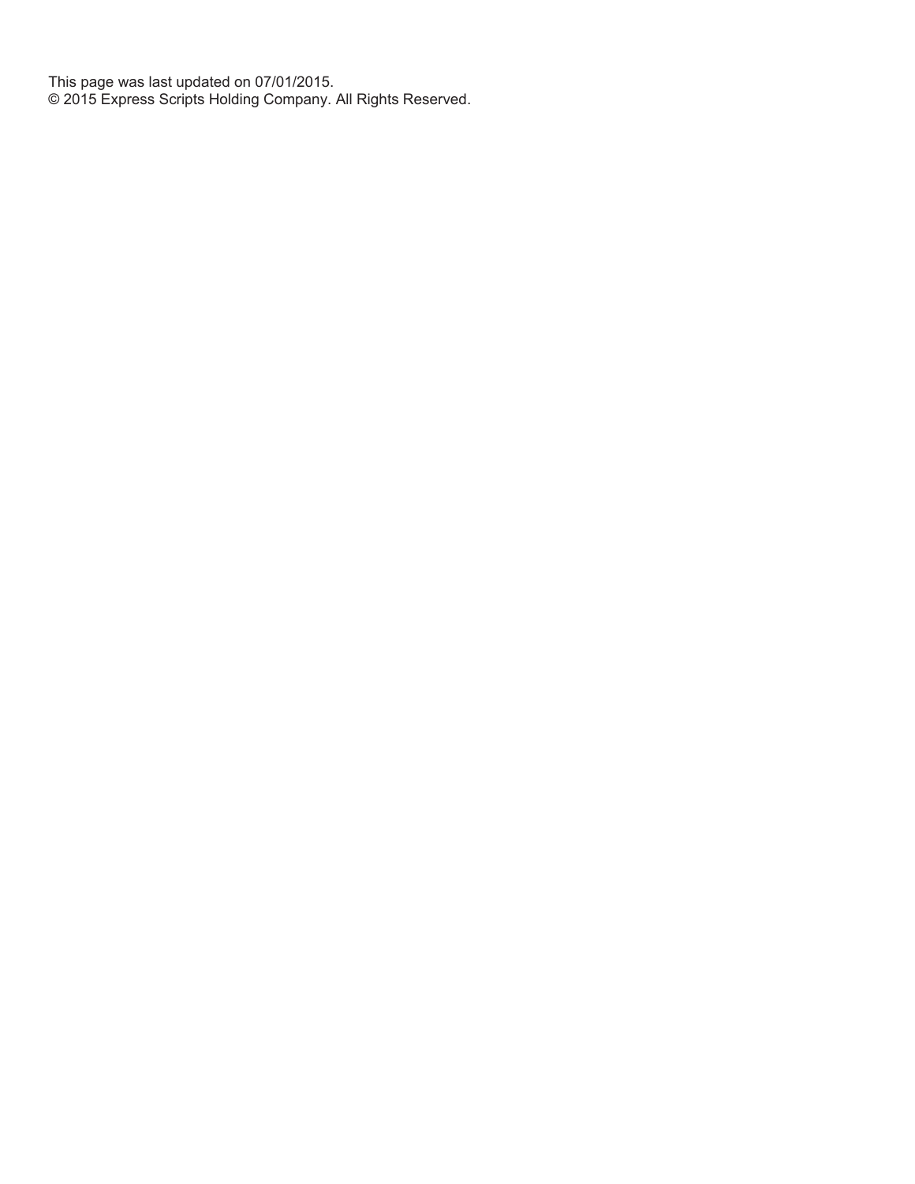This page was last updated on 07/01/2015.
© 2015 Express Scripts Holding Company. All Rights Reserved.